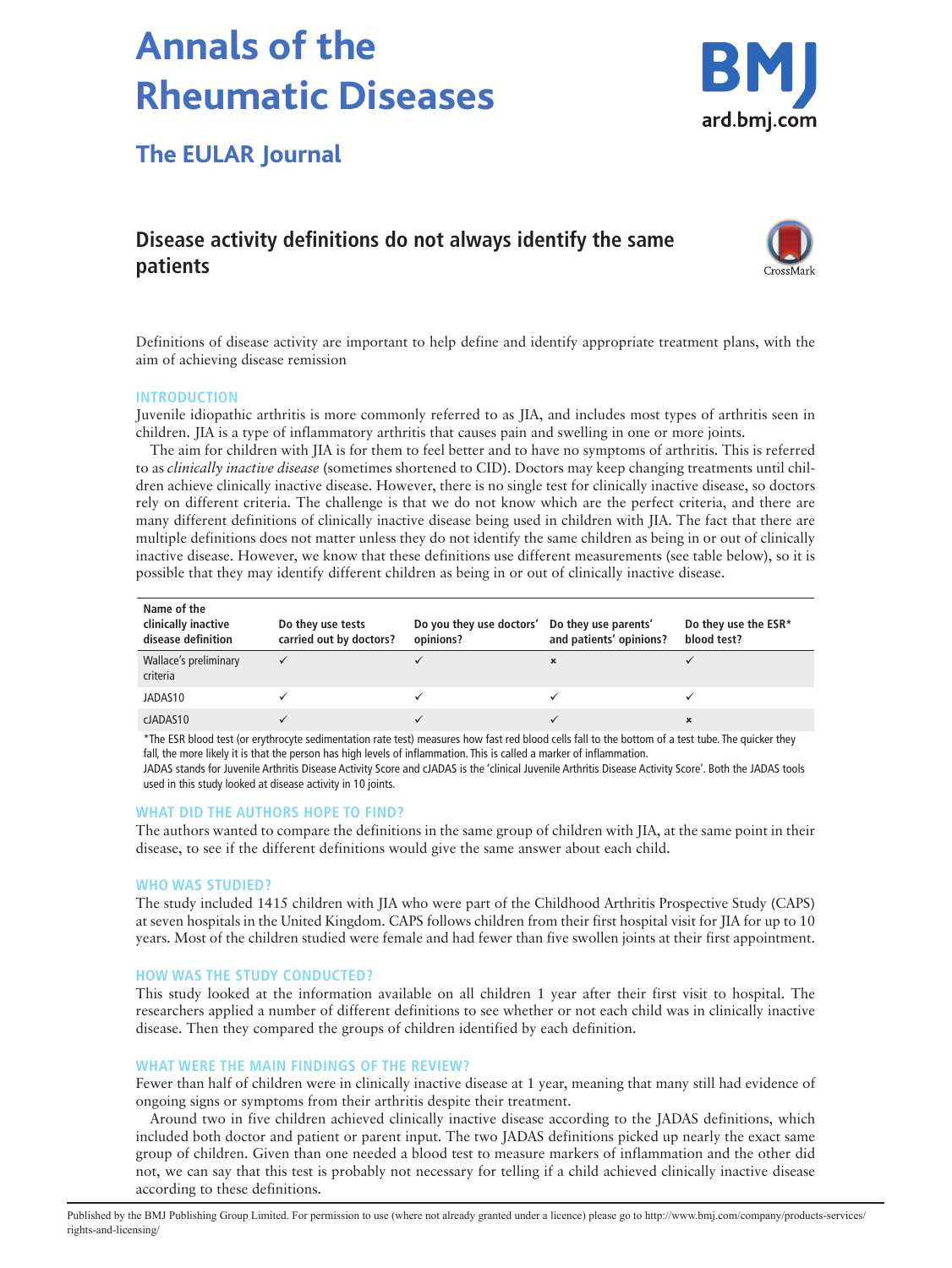# Annals of the Rheumatic Diseases

## The EULAR Journal

## Disease activity definitions do not always identify the same patients

Definitions of disease activity are important to help define and identify appropriate treatment plans, with the aim of achieving disease remission

### INTRODUCTION

Juvenile idiopathic arthritis is more commonly referred to as JIA, and includes most types of arthritis seen in children. JIA is a type of inflammatory arthritis that causes pain and swelling in one or more joints.

The aim for children with JIA is for them to feel better and to have no symptoms of arthritis. This is referred to as *clinically inactive disease* (sometimes shortened to CID). Doctors may keep changing treatments until children achieve clinically inactive disease. However, there is no single test for clinically inactive disease, so doctors rely on different criteria. The challenge is that we do not know which are the perfect criteria, and there are many different definitions of clinically inactive disease being used in children with JIA. The fact that there are multiple definitions does not matter unless they do not identify the same children as being in or out of clinically inactive disease. However, we know that these definitions use different measurements (see table below), so it is possible that they may identify different children as being in or out of clinically inactive disease.

| Name of the clinically inactive disease definition | Do they use tests carried out by doctors? | Do you they use doctors' opinions? | Do they use parents' and patients' opinions? | Do they use the ESR* blood test? |
|---|---|---|---|---|
| Wallace's preliminary criteria | ✓ | ✓ | ✗ | ✓ |
| JADAS10 | ✓ | ✓ | ✓ | ✓ |
| cJADAS10 | ✓ | ✓ | ✓ | ✗ |

*The ESR blood test (or erythrocyte sedimentation rate test) measures how fast red blood cells fall to the bottom of a test tube. The quicker they fall, the more likely it is that the person has high levels of inflammation. This is called a marker of inflammation.
JADAS stands for Juvenile Arthritis Disease Activity Score and cJADAS is the 'clinical Juvenile Arthritis Disease Activity Score'. Both the JADAS tools used in this study looked at disease activity in 10 joints.

### WHAT DID THE AUTHORS HOPE TO FIND?

The authors wanted to compare the definitions in the same group of children with JIA, at the same point in their disease, to see if the different definitions would give the same answer about each child.

### WHO WAS STUDIED?

The study included 1415 children with JIA who were part of the Childhood Arthritis Prospective Study (CAPS) at seven hospitals in the United Kingdom. CAPS follows children from their first hospital visit for JIA for up to 10 years. Most of the children studied were female and had fewer than five swollen joints at their first appointment.

### HOW WAS THE STUDY CONDUCTED?

This study looked at the information available on all children 1 year after their first visit to hospital. The researchers applied a number of different definitions to see whether or not each child was in clinically inactive disease. Then they compared the groups of children identified by each definition.

### WHAT WERE THE MAIN FINDINGS OF THE REVIEW?

Fewer than half of children were in clinically inactive disease at 1 year, meaning that many still had evidence of ongoing signs or symptoms from their arthritis despite their treatment.

Around two in five children achieved clinically inactive disease according to the JADAS definitions, which included both doctor and patient or parent input. The two JADAS definitions picked up nearly the exact same group of children. Given than one needed a blood test to measure markers of inflammation and the other did not, we can say that this test is probably not necessary for telling if a child achieved clinically inactive disease according to these definitions.

Published by the BMJ Publishing Group Limited. For permission to use (where not already granted under a licence) please go to http://www.bmj.com/company/products-services/rights-and-licensing/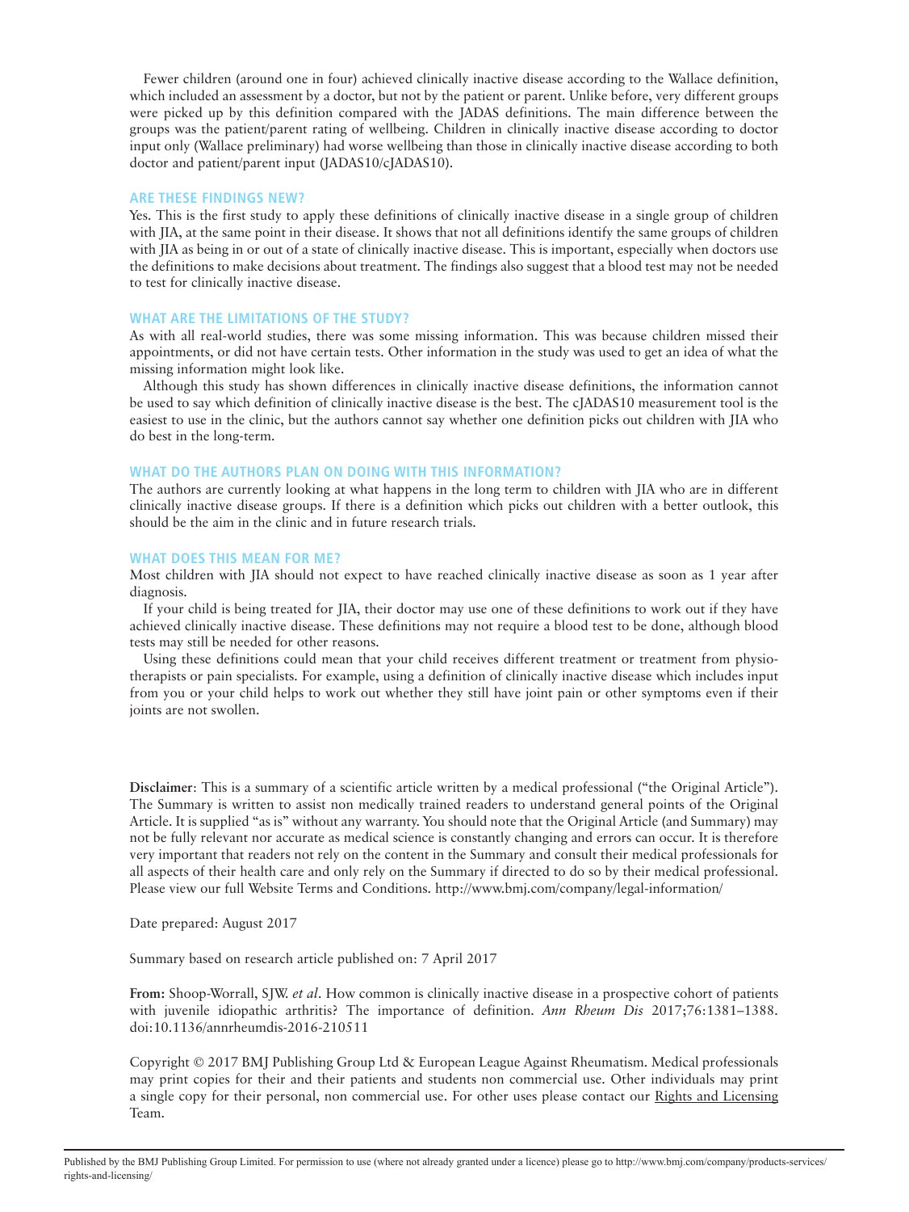Fewer children (around one in four) achieved clinically inactive disease according to the Wallace definition, which included an assessment by a doctor, but not by the patient or parent. Unlike before, very different groups were picked up by this definition compared with the JADAS definitions. The main difference between the groups was the patient/parent rating of wellbeing. Children in clinically inactive disease according to doctor input only (Wallace preliminary) had worse wellbeing than those in clinically inactive disease according to both doctor and patient/parent input (JADAS10/cJADAS10).

## ARE THESE FINDINGS NEW?

Yes. This is the first study to apply these definitions of clinically inactive disease in a single group of children with JIA, at the same point in their disease. It shows that not all definitions identify the same groups of children with JIA as being in or out of a state of clinically inactive disease. This is important, especially when doctors use the definitions to make decisions about treatment. The findings also suggest that a blood test may not be needed to test for clinically inactive disease.

## WHAT ARE THE LIMITATIONS OF THE STUDY?

As with all real-world studies, there was some missing information. This was because children missed their appointments, or did not have certain tests. Other information in the study was used to get an idea of what the missing information might look like.

Although this study has shown differences in clinically inactive disease definitions, the information cannot be used to say which definition of clinically inactive disease is the best. The cJADAS10 measurement tool is the easiest to use in the clinic, but the authors cannot say whether one definition picks out children with JIA who do best in the long-term.

## WHAT DO THE AUTHORS PLAN ON DOING WITH THIS INFORMATION?

The authors are currently looking at what happens in the long term to children with JIA who are in different clinically inactive disease groups. If there is a definition which picks out children with a better outlook, this should be the aim in the clinic and in future research trials.

## WHAT DOES THIS MEAN FOR ME?

Most children with JIA should not expect to have reached clinically inactive disease as soon as 1 year after diagnosis.

If your child is being treated for JIA, their doctor may use one of these definitions to work out if they have achieved clinically inactive disease. These definitions may not require a blood test to be done, although blood tests may still be needed for other reasons.

Using these definitions could mean that your child receives different treatment or treatment from physiotherapists or pain specialists. For example, using a definition of clinically inactive disease which includes input from you or your child helps to work out whether they still have joint pain or other symptoms even if their joints are not swollen.

**Disclaimer**: This is a summary of a scientific article written by a medical professional ("the Original Article"). The Summary is written to assist non medically trained readers to understand general points of the Original Article. It is supplied "as is" without any warranty. You should note that the Original Article (and Summary) may not be fully relevant nor accurate as medical science is constantly changing and errors can occur. It is therefore very important that readers not rely on the content in the Summary and consult their medical professionals for all aspects of their health care and only rely on the Summary if directed to do so by their medical professional. Please view our full Website Terms and Conditions. http://www.bmj.com/company/legal-information/

Date prepared: August 2017

Summary based on research article published on: 7 April 2017

**From:** Shoop-Worrall, SJW. *et al*. How common is clinically inactive disease in a prospective cohort of patients with juvenile idiopathic arthritis? The importance of definition. *Ann Rheum Dis* 2017;76:1381–1388. doi:10.1136/annrheumdis-2016-210511

Copyright © 2017 BMJ Publishing Group Ltd & European League Against Rheumatism. Medical professionals may print copies for their and their patients and students non commercial use. Other individuals may print a single copy for their personal, non commercial use. For other uses please contact our Rights and Licensing Team.

Published by the BMJ Publishing Group Limited. For permission to use (where not already granted under a licence) please go to http://www.bmj.com/company/products-services/rights-and-licensing/